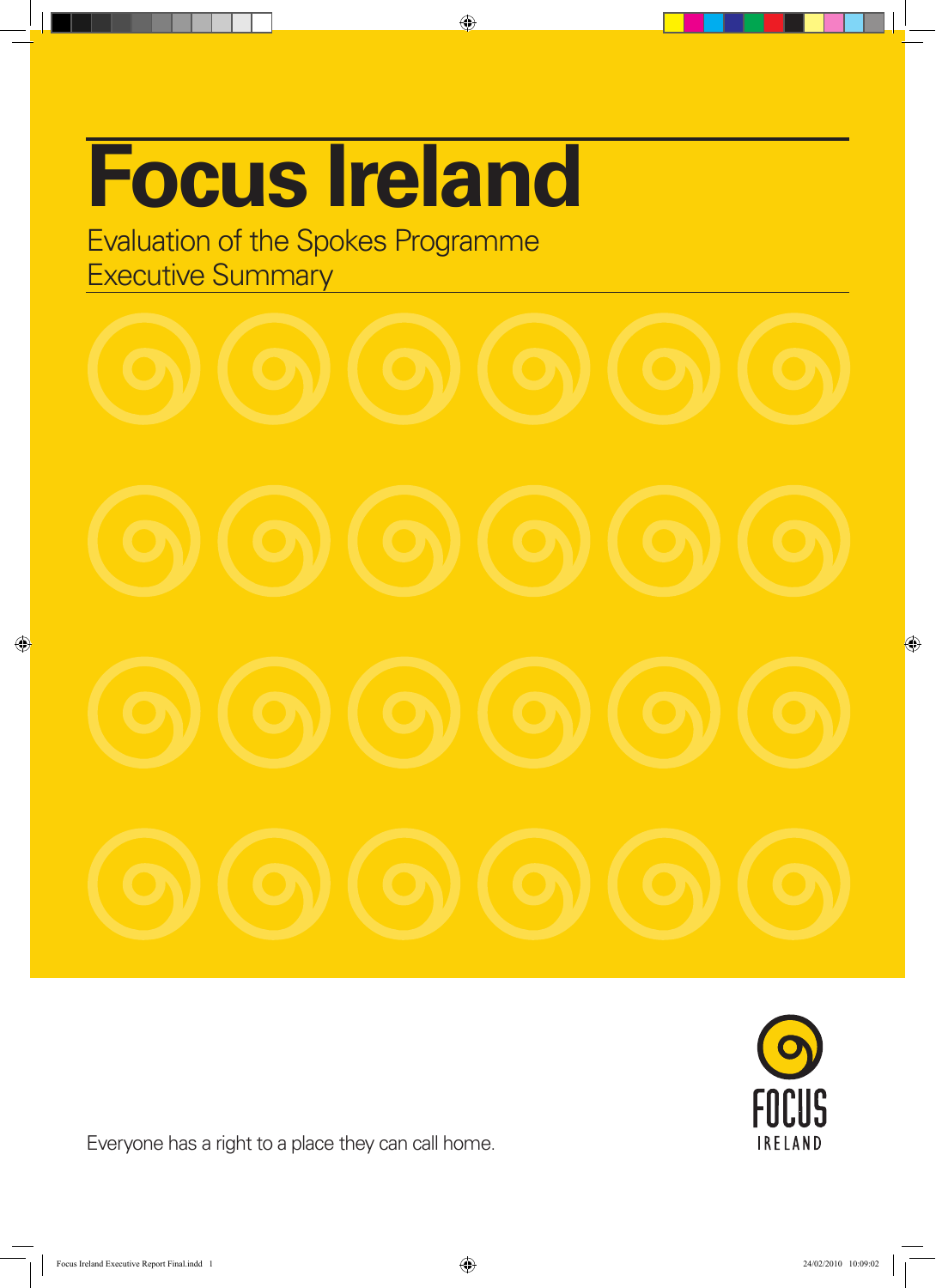# Focus Ireland

## Evaluation of the Spokes Programme
## Executive Summary

Everyone has a right to a place they can call home.

FOCUS IRELAND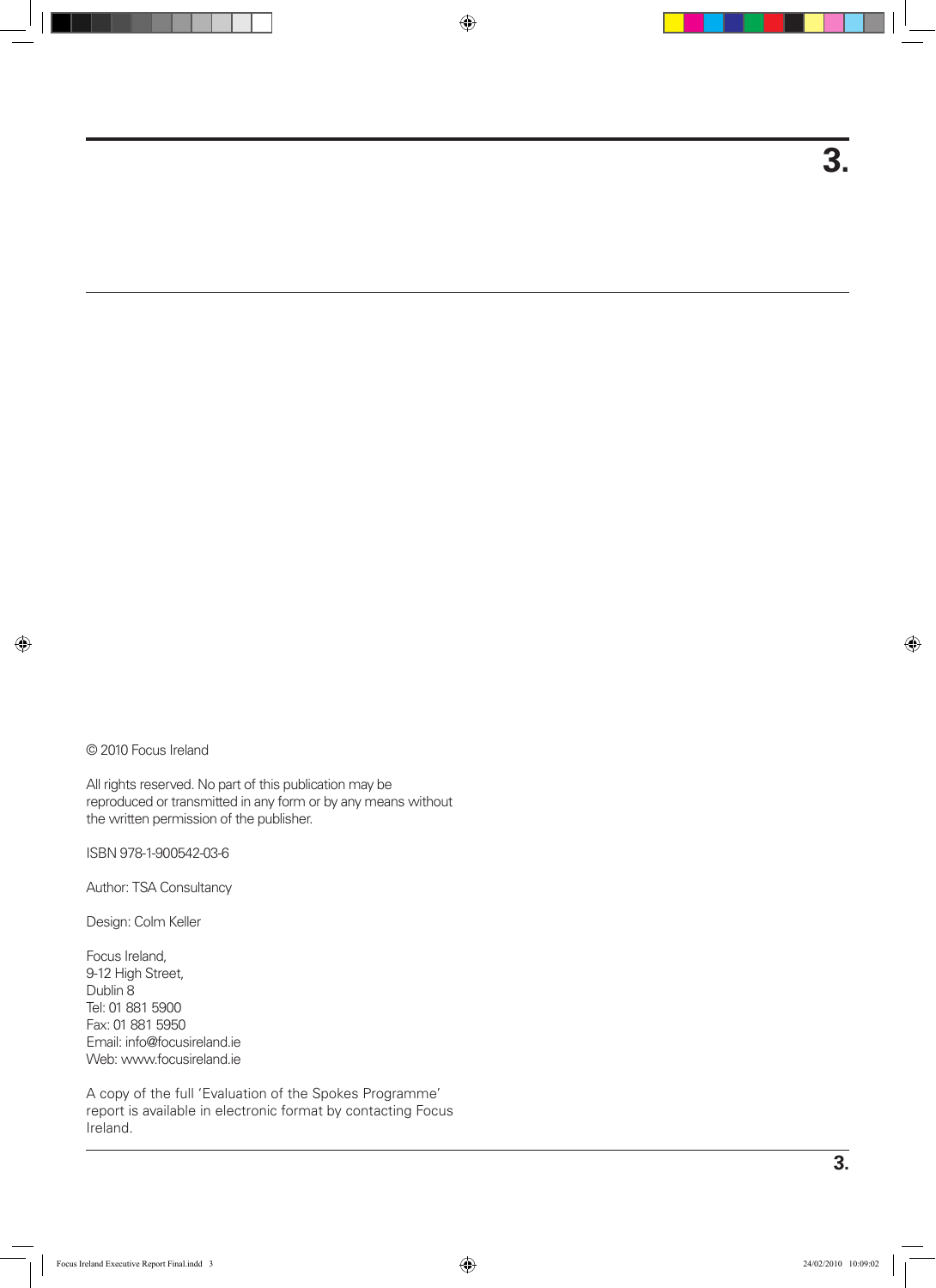© 2010 Focus Ireland

All rights reserved. No part of this publication may be reproduced or transmitted in any form or by any means without the written permission of the publisher.

ISBN 978-1-900542-03-6

Author: TSA Consultancy

Design: Colm Keller

Focus Ireland,
9-12 High Street,
Dublin 8
Tel: 01 881 5900
Fax: 01 881 5950
Email: info@focusireland.ie
Web: www.focusireland.ie

A copy of the full 'Evaluation of the Spokes Programme' report is available in electronic format by contacting Focus Ireland.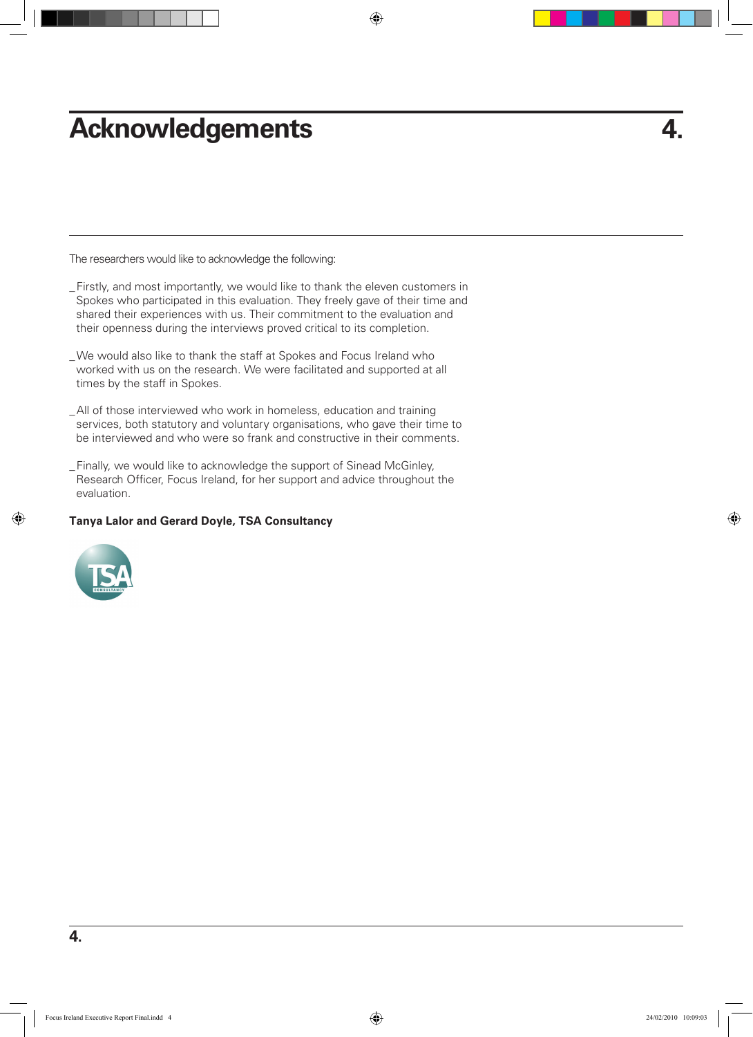# Acknowledgements

The researchers would like to acknowledge the following:

_Firstly, and most importantly, we would like to thank the eleven customers in Spokes who participated in this evaluation. They freely gave of their time and shared their experiences with us. Their commitment to the evaluation and their openness during the interviews proved critical to its completion.

_We would also like to thank the staff at Spokes and Focus Ireland who worked with us on the research. We were facilitated and supported at all times by the staff in Spokes.

_All of those interviewed who work in homeless, education and training services, both statutory and voluntary organisations, who gave their time to be interviewed and who were so frank and constructive in their comments.

_Finally, we would like to acknowledge the support of Sinead McGinley, Research Officer, Focus Ireland, for her support and advice throughout the evaluation.

**Tanya Lalor and Gerard Doyle, TSA Consultancy**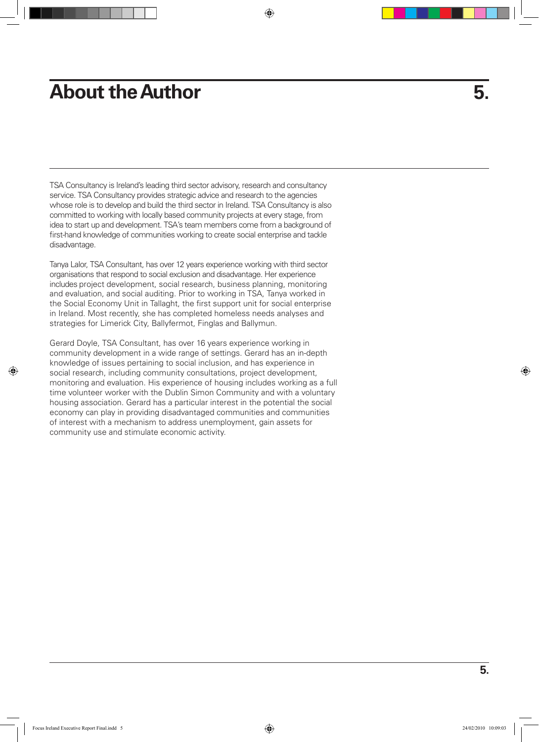# About the Author

TSA Consultancy is Ireland's leading third sector advisory, research and consultancy service. TSA Consultancy provides strategic advice and research to the agencies whose role is to develop and build the third sector in Ireland. TSA Consultancy is also committed to working with locally based community projects at every stage, from idea to start up and development. TSA's team members come from a background of first-hand knowledge of communities working to create social enterprise and tackle disadvantage.

Tanya Lalor, TSA Consultant, has over 12 years experience working with third sector organisations that respond to social exclusion and disadvantage. Her experience includes project development, social research, business planning, monitoring and evaluation, and social auditing. Prior to working in TSA, Tanya worked in the Social Economy Unit in Tallaght, the first support unit for social enterprise in Ireland. Most recently, she has completed homeless needs analyses and strategies for Limerick City, Ballyfermot, Finglas and Ballymun.

Gerard Doyle, TSA Consultant, has over 16 years experience working in community development in a wide range of settings. Gerard has an in-depth knowledge of issues pertaining to social inclusion, and has experience in social research, including community consultations, project development, monitoring and evaluation. His experience of housing includes working as a full time volunteer worker with the Dublin Simon Community and with a voluntary housing association. Gerard has a particular interest in the potential the social economy can play in providing disadvantaged communities and communities of interest with a mechanism to address unemployment, gain assets for community use and stimulate economic activity.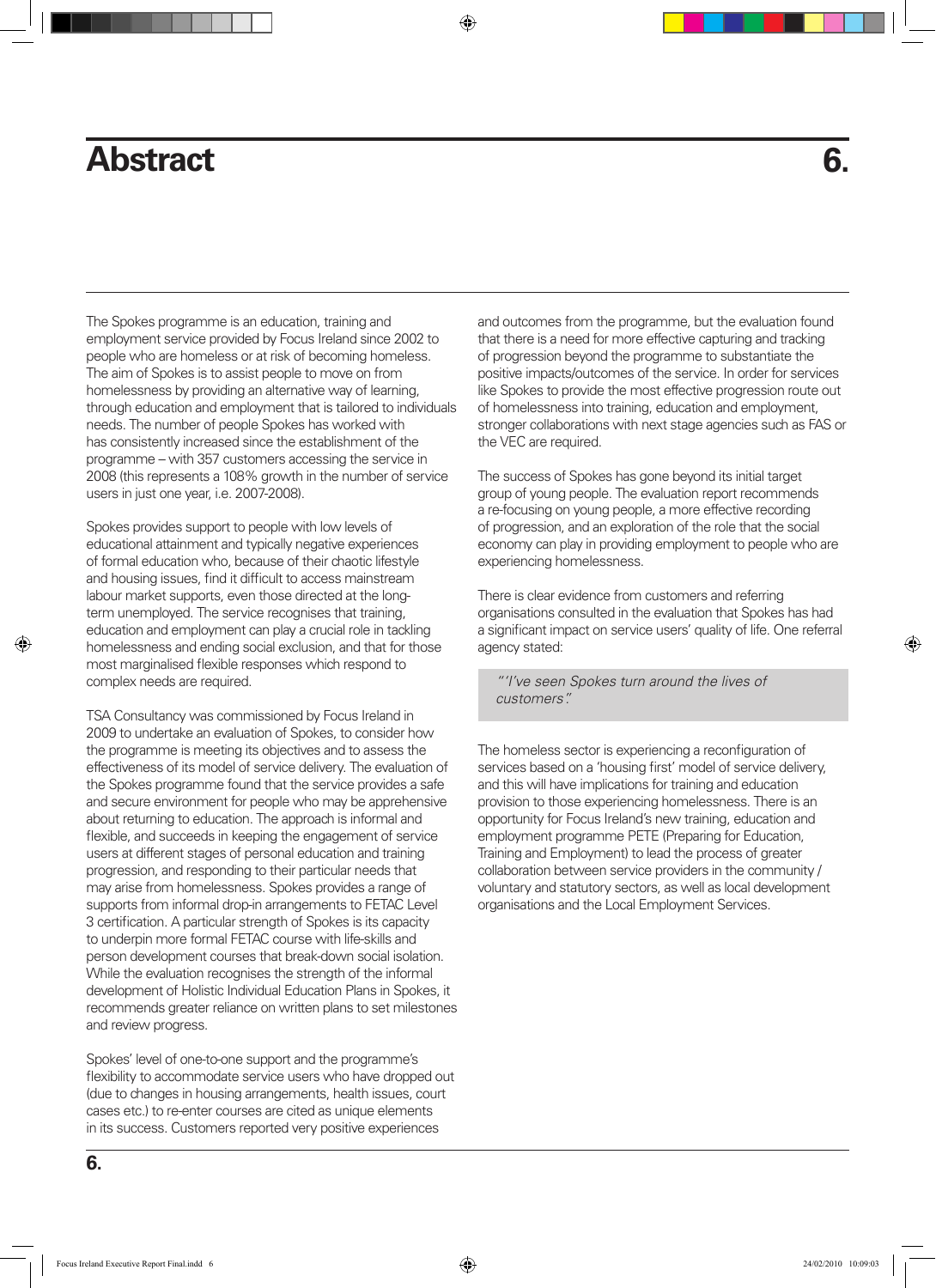# Abstract

The Spokes programme is an education, training and employment service provided by Focus Ireland since 2002 to people who are homeless or at risk of becoming homeless. The aim of Spokes is to assist people to move on from homelessness by providing an alternative way of learning, through education and employment that is tailored to individuals needs. The number of people Spokes has worked with has consistently increased since the establishment of the programme – with 357 customers accessing the service in 2008 (this represents a 108% growth in the number of service users in just one year, i.e. 2007-2008).

Spokes provides support to people with low levels of educational attainment and typically negative experiences of formal education who, because of their chaotic lifestyle and housing issues, find it difficult to access mainstream labour market supports, even those directed at the long-term unemployed. The service recognises that training, education and employment can play a crucial role in tackling homelessness and ending social exclusion, and that for those most marginalised flexible responses which respond to complex needs are required.

TSA Consultancy was commissioned by Focus Ireland in 2009 to undertake an evaluation of Spokes, to consider how the programme is meeting its objectives and to assess the effectiveness of its model of service delivery. The evaluation of the Spokes programme found that the service provides a safe and secure environment for people who may be apprehensive about returning to education. The approach is informal and flexible, and succeeds in keeping the engagement of service users at different stages of personal education and training progression, and responding to their particular needs that may arise from homelessness. Spokes provides a range of supports from informal drop-in arrangements to FETAC Level 3 certification. A particular strength of Spokes is its capacity to underpin more formal FETAC course with life-skills and person development courses that break-down social isolation. While the evaluation recognises the strength of the informal development of Holistic Individual Education Plans in Spokes, it recommends greater reliance on written plans to set milestones and review progress.

Spokes' level of one-to-one support and the programme's flexibility to accommodate service users who have dropped out (due to changes in housing arrangements, health issues, court cases etc.) to re-enter courses are cited as unique elements in its success. Customers reported very positive experiences and outcomes from the programme, but the evaluation found that there is a need for more effective capturing and tracking of progression beyond the programme to substantiate the positive impacts/outcomes of the service. In order for services like Spokes to provide the most effective progression route out of homelessness into training, education and employment, stronger collaborations with next stage agencies such as FAS or the VEC are required.

The success of Spokes has gone beyond its initial target group of young people. The evaluation report recommends a re-focusing on young people, a more effective recording of progression, and an exploration of the role that the social economy can play in providing employment to people who are experiencing homelessness.

There is clear evidence from customers and referring organisations consulted in the evaluation that Spokes has had a significant impact on service users' quality of life. One referral agency stated:

> *"'I've seen Spokes turn around the lives of customers'."*

The homeless sector is experiencing a reconfiguration of services based on a 'housing first' model of service delivery, and this will have implications for training and education provision to those experiencing homelessness. There is an opportunity for Focus Ireland's new training, education and employment programme PETE (Preparing for Education, Training and Employment) to lead the process of greater collaboration between service providers in the community / voluntary and statutory sectors, as well as local development organisations and the Local Employment Services.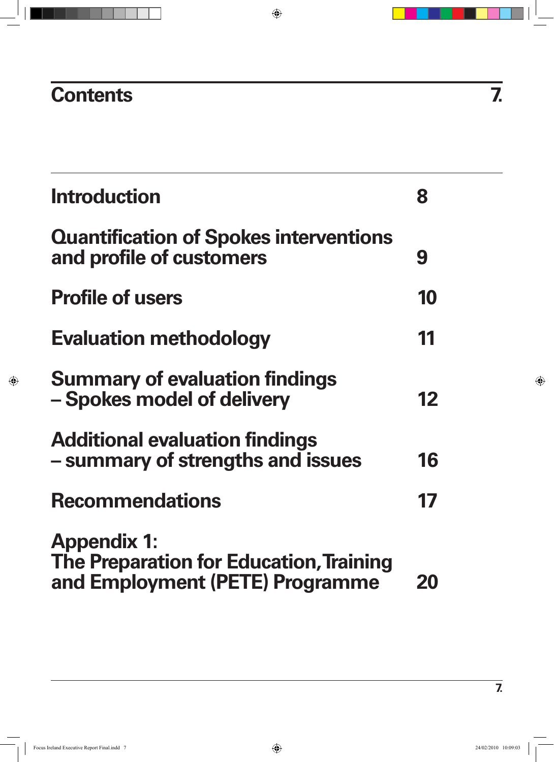# Contents

| | |
|---|---|
| **Introduction** | **8** |
| **Quantification of Spokes interventions and profile of customers** | **9** |
| **Profile of users** | **10** |
| **Evaluation methodology** | **11** |
| **Summary of evaluation findings – Spokes model of delivery** | **12** |
| **Additional evaluation findings – summary of strengths and issues** | **16** |
| **Recommendations** | **17** |
| **Appendix 1: The Preparation for Education, Training and Employment (PETE) Programme** | **20** |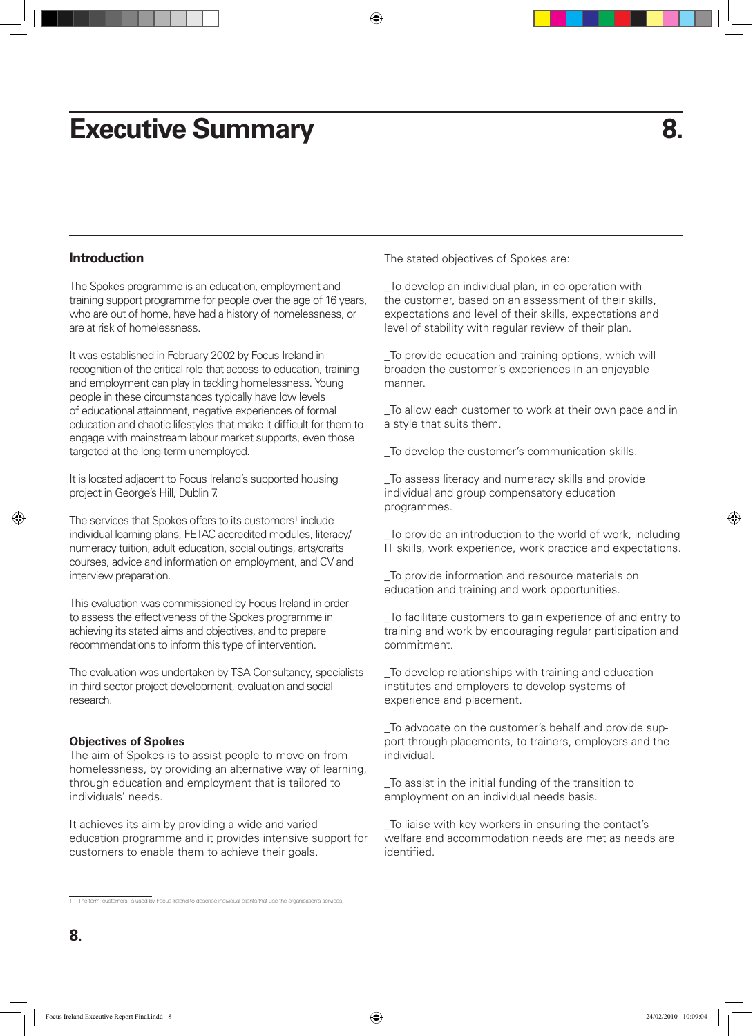# Executive Summary

## Introduction

The Spokes programme is an education, employment and training support programme for people over the age of 16 years, who are out of home, have had a history of homelessness, or are at risk of homelessness.

It was established in February 2002 by Focus Ireland in recognition of the critical role that access to education, training and employment can play in tackling homelessness. Young people in these circumstances typically have low levels of educational attainment, negative experiences of formal education and chaotic lifestyles that make it difficult for them to engage with mainstream labour market supports, even those targeted at the long-term unemployed.

It is located adjacent to Focus Ireland's supported housing project in George's Hill, Dublin 7.

The services that Spokes offers to its customers[1] include individual learning plans, FETAC accredited modules, literacy/numeracy tuition, adult education, social outings, arts/crafts courses, advice and information on employment, and CV and interview preparation.

This evaluation was commissioned by Focus Ireland in order to assess the effectiveness of the Spokes programme in achieving its stated aims and objectives, and to prepare recommendations to inform this type of intervention.

The evaluation was undertaken by TSA Consultancy, specialists in third sector project development, evaluation and social research.

### Objectives of Spokes

The aim of Spokes is to assist people to move on from homelessness, by providing an alternative way of learning, through education and employment that is tailored to individuals' needs.

It achieves its aim by providing a wide and varied education programme and it provides intensive support for customers to enable them to achieve their goals.

The stated objectives of Spokes are:

_To develop an individual plan, in co-operation with the customer, based on an assessment of their skills, expectations and level of their skills, expectations and level of stability with regular review of their plan.

_To provide education and training options, which will broaden the customer's experiences in an enjoyable manner.

_To allow each customer to work at their own pace and in a style that suits them.

_To develop the customer's communication skills.

_To assess literacy and numeracy skills and provide individual and group compensatory education programmes.

_To provide an introduction to the world of work, including IT skills, work experience, work practice and expectations.

_To provide information and resource materials on education and training and work opportunities.

_To facilitate customers to gain experience of and entry to training and work by encouraging regular participation and commitment.

_To develop relationships with training and education institutes and employers to develop systems of experience and placement.

_To advocate on the customer's behalf and provide support through placements, to trainers, employers and the individual.

_To assist in the initial funding of the transition to employment on an individual needs basis.

_To liaise with key workers in ensuring the contact's welfare and accommodation needs are met as needs are identified.

---

[1] The term 'customers' is used by Focus Ireland to describe individual clients that use the organisation's services.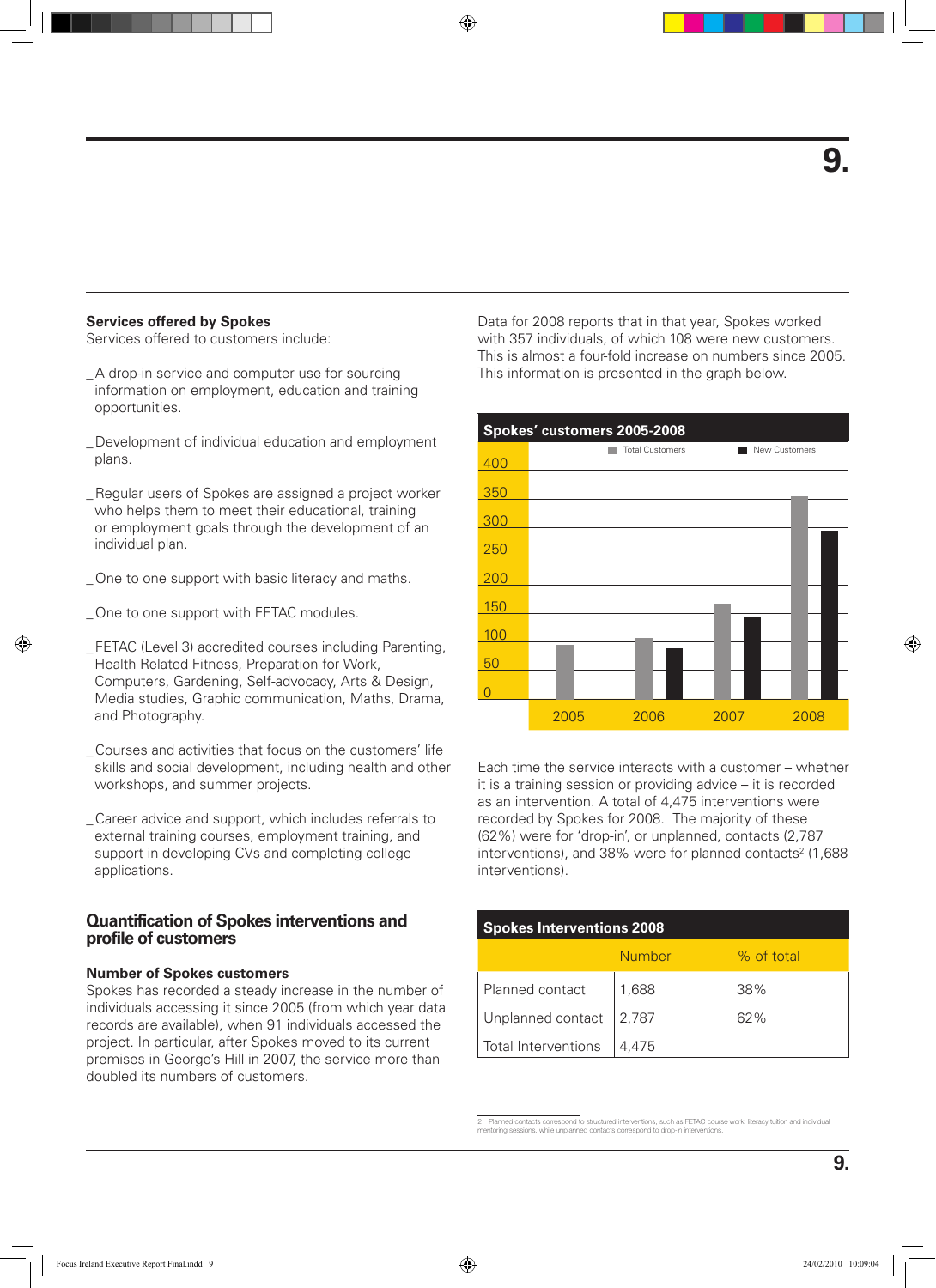### Services offered by Spokes

Services offered to customers include:

- _A drop-in service and computer use for sourcing information on employment, education and training opportunities.
- _Development of individual education and employment plans.
- _Regular users of Spokes are assigned a project worker who helps them to meet their educational, training or employment goals through the development of an individual plan.
- _One to one support with basic literacy and maths.
- _One to one support with FETAC modules.
- _FETAC (Level 3) accredited courses including Parenting, Health Related Fitness, Preparation for Work, Computers, Gardening, Self-advocacy, Arts & Design, Media studies, Graphic communication, Maths, Drama, and Photography.
- _Courses and activities that focus on the customers' life skills and social development, including health and other workshops, and summer projects.
- _Career advice and support, which includes referrals to external training courses, employment training, and support in developing CVs and completing college applications.

## Quantification of Spokes interventions and profile of customers

### Number of Spokes customers

Spokes has recorded a steady increase in the number of individuals accessing it since 2005 (from which year data records are available), when 91 individuals accessed the project. In particular, after Spokes moved to its current premises in George's Hill in 2007, the service more than doubled its numbers of customers.

Data for 2008 reports that in that year, Spokes worked with 357 individuals, of which 108 were new customers. This is almost a four-fold increase on numbers since 2005. This information is presented in the graph below.

**Spokes' customers 2005-2008**

Legend: Total Customers / New Customers

Y-axis: 0, 50, 100, 150, 200, 250, 300, 350, 400

X-axis: 2005, 2006, 2007, 2008

Each time the service interacts with a customer – whether it is a training session or providing advice – it is recorded as an intervention. A total of 4,475 interventions were recorded by Spokes for 2008. The majority of these (62%) were for 'drop-in', or unplanned, contacts (2,787 interventions), and 38% were for planned contacts[2] (1,688 interventions).

**Spokes Interventions 2008**

| | Number | % of total |
|---|---|---|
| Planned contact | 1,688 | 38% |
| Unplanned contact | 2,787 | 62% |
| Total Interventions | 4,475 | |

2 Planned contacts correspond to structured interventions, such as FETAC course work, literacy tuition and individual mentoring sessions, while unplanned contacts correspond to drop-in interventions.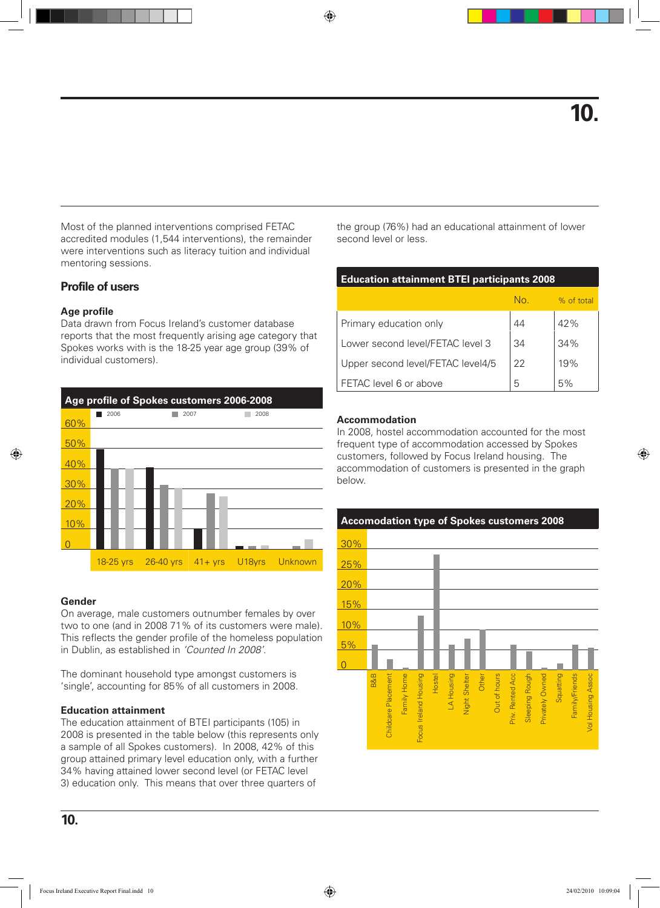# 10.

Most of the planned interventions comprised FETAC accredited modules (1,544 interventions), the remainder were interventions such as literacy tuition and individual mentoring sessions.

## Profile of users

### Age profile

Data drawn from Focus Ireland's customer database reports that the most frequently arising age category that Spokes works with is the 18-25 year age group (39% of individual customers).

**Age profile of Spokes customers 2006-2008**

### Gender

On average, male customers outnumber females by over two to one (and in 2008 71% of its customers were male). This reflects the gender profile of the homeless population in Dublin, as established in *'Counted In 2008'*.

The dominant household type amongst customers is 'single', accounting for 85% of all customers in 2008.

### Education attainment

The education attainment of BTEI participants (105) in 2008 is presented in the table below (this represents only a sample of all Spokes customers). In 2008, 42% of this group attained primary level education only, with a further 34% having attained lower second level (or FETAC level 3) education only. This means that over three quarters of the group (76%) had an educational attainment of lower second level or less.

**Education attainment BTEI participants 2008**

| | No. | % of total |
|---|---|---|
| Primary education only | 44 | 42% |
| Lower second level/FETAC level 3 | 34 | 34% |
| Upper second level/FETAC level4/5 | 22 | 19% |
| FETAC level 6 or above | 5 | 5% |

### Accommodation

In 2008, hostel accommodation accounted for the most frequent type of accommodation accessed by Spokes customers, followed by Focus Ireland housing. The accommodation of customers is presented in the graph below.

**Accomodation type of Spokes customers 2008**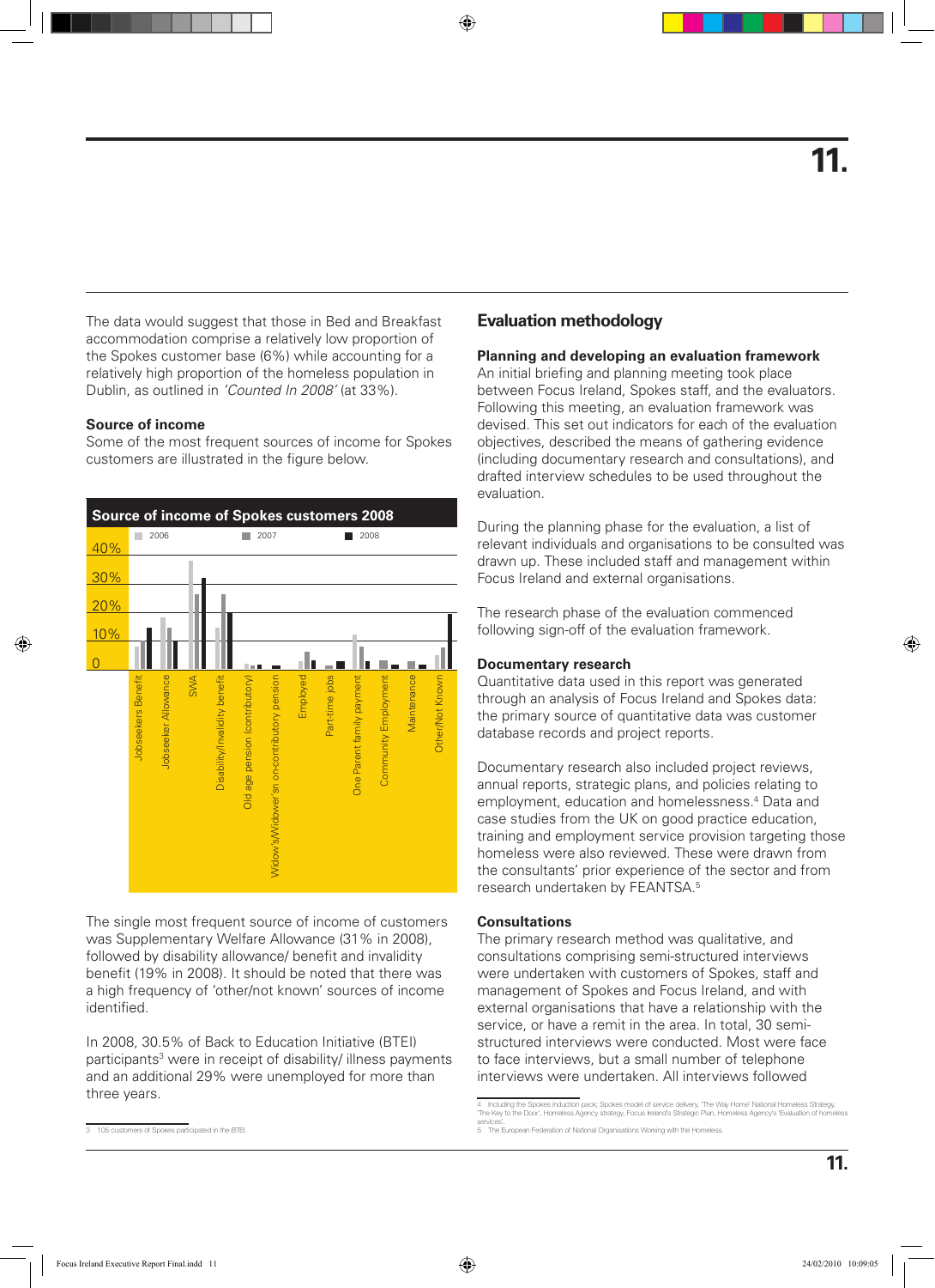The data would suggest that those in Bed and Breakfast accommodation comprise a relatively low proportion of the Spokes customer base (6%) while accounting for a relatively high proportion of the homeless population in Dublin, as outlined in *'Counted In 2008'* (at 33%).

**Source of income**

Some of the most frequent sources of income for Spokes customers are illustrated in the figure below.

**Source of income of Spokes customers 2008**

The single most frequent source of income of customers was Supplementary Welfare Allowance (31% in 2008), followed by disability allowance/ benefit and invalidity benefit (19% in 2008). It should be noted that there was a high frequency of 'other/not known' sources of income identified.

In 2008, 30.5% of Back to Education Initiative (BTEI) participants[3] were in receipt of disability/ illness payments and an additional 29% were unemployed for more than three years.

[3] 105 customers of Spokes participated in the BTEI.

## Evaluation methodology

**Planning and developing an evaluation framework**

An initial briefing and planning meeting took place between Focus Ireland, Spokes staff, and the evaluators. Following this meeting, an evaluation framework was devised. This set out indicators for each of the evaluation objectives, described the means of gathering evidence (including documentary research and consultations), and drafted interview schedules to be used throughout the evaluation.

During the planning phase for the evaluation, a list of relevant individuals and organisations to be consulted was drawn up. These included staff and management within Focus Ireland and external organisations.

The research phase of the evaluation commenced following sign-off of the evaluation framework.

**Documentary research**

Quantitative data used in this report was generated through an analysis of Focus Ireland and Spokes data: the primary source of quantitative data was customer database records and project reports.

Documentary research also included project reviews, annual reports, strategic plans, and policies relating to employment, education and homelessness.[4] Data and case studies from the UK on good practice education, training and employment service provision targeting those homeless were also reviewed. These were drawn from the consultants' prior experience of the sector and from research undertaken by FEANTSA.[5]

**Consultations**

The primary research method was qualitative, and consultations comprising semi-structured interviews were undertaken with customers of Spokes, staff and management of Spokes and Focus Ireland, and with external organisations that have a relationship with the service, or have a remit in the area. In total, 30 semi-structured interviews were conducted. Most were face to face interviews, but a small number of telephone interviews were undertaken. All interviews followed

[4] Including the Spokes induction pack, Spokes model of service delivery, 'The Way Home' National Homeless Strategy, 'The Key to the Door', Homeless Agency strategy, Focus Ireland's Strategic Plan, Homeless Agency's 'Evaluation of homeless services'.

[5] The European Federation of National Organisations Working with the Homeless.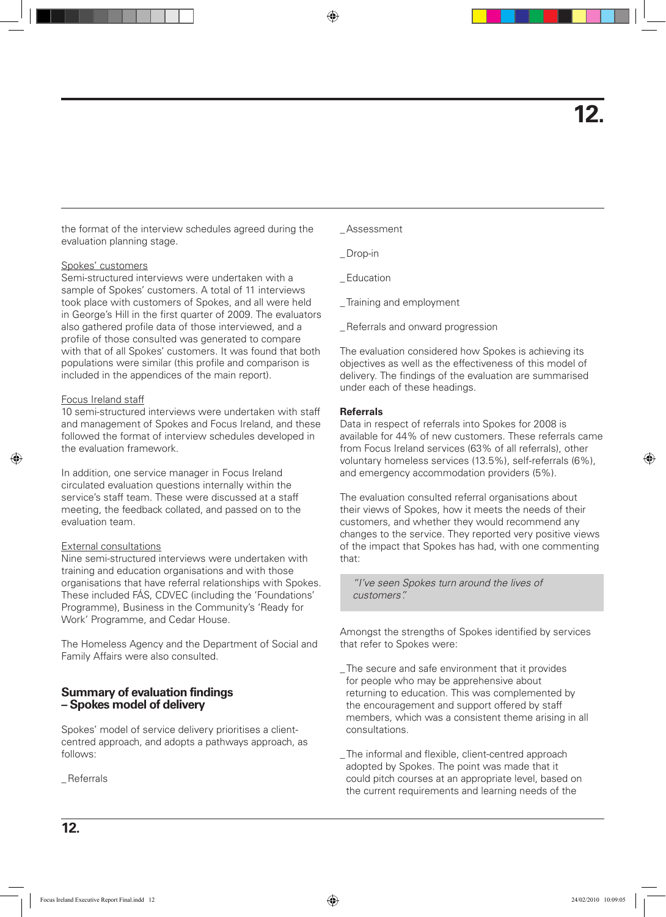the format of the interview schedules agreed during the evaluation planning stage.

Spokes' customers

Semi-structured interviews were undertaken with a sample of Spokes' customers. A total of 11 interviews took place with customers of Spokes, and all were held in George's Hill in the first quarter of 2009. The evaluators also gathered profile data of those interviewed, and a profile of those consulted was generated to compare with that of all Spokes' customers. It was found that both populations were similar (this profile and comparison is included in the appendices of the main report).

Focus Ireland staff

10 semi-structured interviews were undertaken with staff and management of Spokes and Focus Ireland, and these followed the format of interview schedules developed in the evaluation framework.

In addition, one service manager in Focus Ireland circulated evaluation questions internally within the service's staff team. These were discussed at a staff meeting, the feedback collated, and passed on to the evaluation team.

External consultations

Nine semi-structured interviews were undertaken with training and education organisations and with those organisations that have referral relationships with Spokes. These included FÁS, CDVEC (including the 'Foundations' Programme), Business in the Community's 'Ready for Work' Programme, and Cedar House.

The Homeless Agency and the Department of Social and Family Affairs were also consulted.

## Summary of evaluation findings – Spokes model of delivery

Spokes' model of service delivery prioritises a client-centred approach, and adopts a pathways approach, as follows:

- Referrals
- Assessment
- Drop-in
- Education
- Training and employment
- Referrals and onward progression

The evaluation considered how Spokes is achieving its objectives as well as the effectiveness of this model of delivery. The findings of the evaluation are summarised under each of these headings.

**Referrals**

Data in respect of referrals into Spokes for 2008 is available for 44% of new customers. These referrals came from Focus Ireland services (63% of all referrals), other voluntary homeless services (13.5%), self-referrals (6%), and emergency accommodation providers (5%).

The evaluation consulted referral organisations about their views of Spokes, how it meets the needs of their customers, and whether they would recommend any changes to the service. They reported very positive views of the impact that Spokes has had, with one commenting that:

> *"I've seen Spokes turn around the lives of customers".*

Amongst the strengths of Spokes identified by services that refer to Spokes were:

- The secure and safe environment that it provides for people who may be apprehensive about returning to education. This was complemented by the encouragement and support offered by staff members, which was a consistent theme arising in all consultations.
- The informal and flexible, client-centred approach adopted by Spokes. The point was made that it could pitch courses at an appropriate level, based on the current requirements and learning needs of the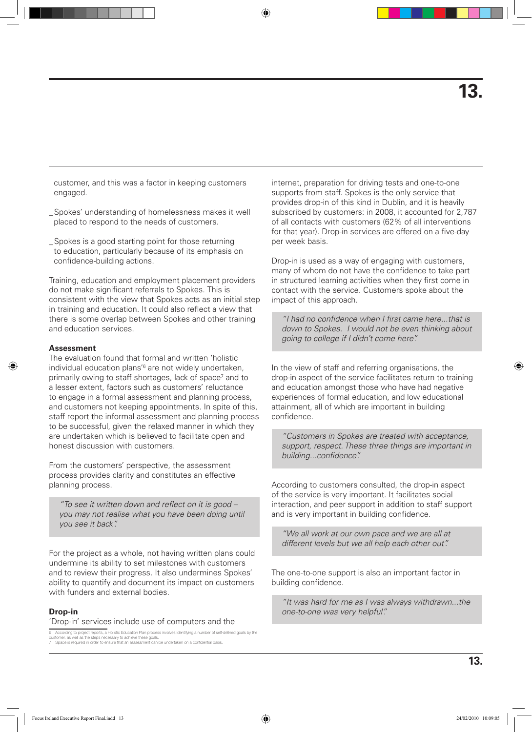customer, and this was a factor in keeping customers engaged.

- Spokes' understanding of homelessness makes it well placed to respond to the needs of customers.
- Spokes is a good starting point for those returning to education, particularly because of its emphasis on confidence-building actions.

Training, education and employment placement providers do not make significant referrals to Spokes. This is consistent with the view that Spokes acts as an initial step in training and education. It could also reflect a view that there is some overlap between Spokes and other training and education services.

**Assessment**

The evaluation found that formal and written 'holistic individual education plans'[6] are not widely undertaken, primarily owing to staff shortages, lack of space[7] and to a lesser extent, factors such as customers' reluctance to engage in a formal assessment and planning process, and customers not keeping appointments. In spite of this, staff report the informal assessment and planning process to be successful, given the relaxed manner in which they are undertaken which is believed to facilitate open and honest discussion with customers.

From the customers' perspective, the assessment process provides clarity and constitutes an effective planning process.

> *"To see it written down and reflect on it is good – you may not realise what you have been doing until you see it back".*

For the project as a whole, not having written plans could undermine its ability to set milestones with customers and to review their progress. It also undermines Spokes' ability to quantify and document its impact on customers with funders and external bodies.

**Drop-in**

'Drop-in' services include use of computers and the internet, preparation for driving tests and one-to-one supports from staff. Spokes is the only service that provides drop-in of this kind in Dublin, and it is heavily subscribed by customers: in 2008, it accounted for 2,787 of all contacts with customers (62% of all interventions for that year). Drop-in services are offered on a five-day per week basis.

Drop-in is used as a way of engaging with customers, many of whom do not have the confidence to take part in structured learning activities when they first come in contact with the service. Customers spoke about the impact of this approach.

> *"I had no confidence when I first came here...that is down to Spokes. I would not be even thinking about going to college if I didn't come here".*

In the view of staff and referring organisations, the drop-in aspect of the service facilitates return to training and education amongst those who have had negative experiences of formal education, and low educational attainment, all of which are important in building confidence.

> *"Customers in Spokes are treated with acceptance, support, respect. These three things are important in building...confidence".*

According to customers consulted, the drop-in aspect of the service is very important. It facilitates social interaction, and peer support in addition to staff support and is very important in building confidence.

> *"We all work at our own pace and we are all at different levels but we all help each other out".*

The one-to-one support is also an important factor in building confidence.

> *"It was hard for me as I was always withdrawn...the one-to-one was very helpful".*

---

6 According to project reports, a Holistic Education Plan process involves identifying a number of self-defined goals by the customer, as well as the steps necessary to achieve these goals.
7 Space is required in order to ensure that an assessment can be undertaken on a confidential basis.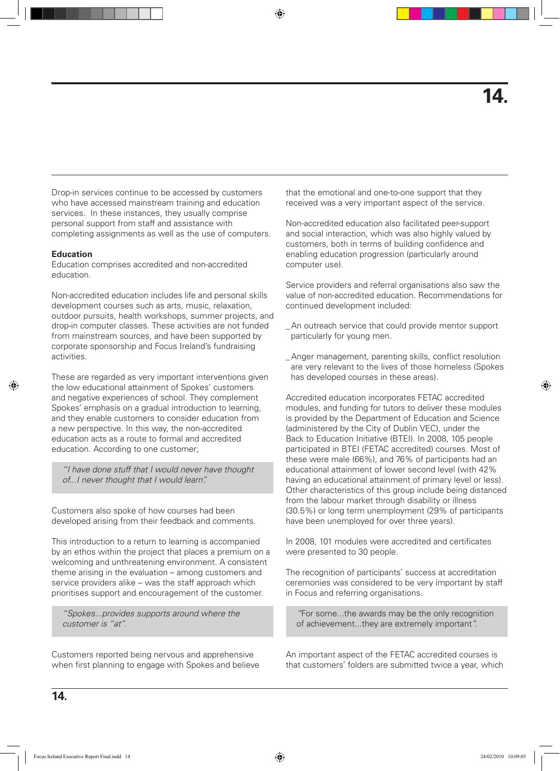Drop-in services continue to be accessed by customers who have accessed mainstream training and education services. In these instances, they usually comprise personal support from staff and assistance with completing assignments as well as the use of computers.

**Education**

Education comprises accredited and non-accredited education.

Non-accredited education includes life and personal skills development courses such as arts, music, relaxation, outdoor pursuits, health workshops, summer projects, and drop-in computer classes. These activities are not funded from mainstream sources, and have been supported by corporate sponsorship and Focus Ireland's fundraising activities.

These are regarded as very important interventions given the low educational attainment of Spokes' customers and negative experiences of school. They complement Spokes' emphasis on a gradual introduction to learning, and they enable customers to consider education from a new perspective. In this way, the non-accredited education acts as a route to formal and accredited education. According to one customer;

> *"I have done stuff that I would never have thought of...I never thought that I would learn".*

Customers also spoke of how courses had been developed arising from their feedback and comments.

This introduction to a return to learning is accompanied by an ethos within the project that places a premium on a welcoming and unthreatening environment. A consistent theme arising in the evaluation – among customers and service providers alike – was the staff approach which prioritises support and encouragement of the customer.

> *"Spokes...provides supports around where the customer is "at".*

Customers reported being nervous and apprehensive when first planning to engage with Spokes and believe that the emotional and one-to-one support that they received was a very important aspect of the service.

Non-accredited education also facilitated peer-support and social interaction, which was also highly valued by customers, both in terms of building confidence and enabling education progression (particularly around computer use).

Service providers and referral organisations also saw the value of non-accredited education. Recommendations for continued development included:

- An outreach service that could provide mentor support particularly for young men.
- Anger management, parenting skills, conflict resolution are very relevant to the lives of those homeless (Spokes has developed courses in these areas).

Accredited education incorporates FETAC accredited modules, and funding for tutors to deliver these modules is provided by the Department of Education and Science (administered by the City of Dublin VEC), under the Back to Education Initiative (BTEI). In 2008, 105 people participated in BTEI (FETAC accredited) courses. Most of these were male (66%), and 76% of participants had an educational attainment of lower second level (with 42% having an educational attainment of primary level or less). Other characteristics of this group include being distanced from the labour market through disability or illness (30.5%) or long term unemployment (29% of participants have been unemployed for over three years).

In 2008, 101 modules were accredited and certificates were presented to 30 people.

The recognition of participants' success at accreditation ceremonies was considered to be very important by staff in Focus and referring organisations.

> "For some...the awards may be the only recognition of achievement...they are extremely important".

An important aspect of the FETAC accredited courses is that customers' folders are submitted twice a year, which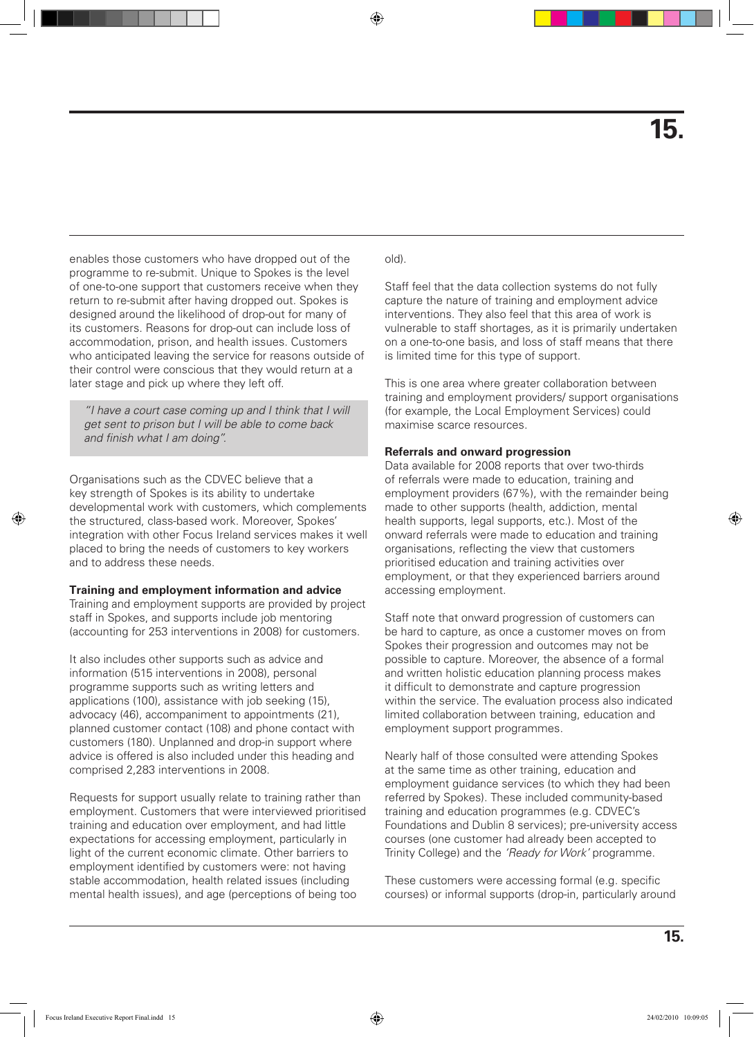enables those customers who have dropped out of the programme to re-submit. Unique to Spokes is the level of one-to-one support that customers receive when they return to re-submit after having dropped out. Spokes is designed around the likelihood of drop-out for many of its customers. Reasons for drop-out can include loss of accommodation, prison, and health issues. Customers who anticipated leaving the service for reasons outside of their control were conscious that they would return at a later stage and pick up where they left off.

> *"I have a court case coming up and I think that I will get sent to prison but I will be able to come back and finish what I am doing".*

Organisations such as the CDVEC believe that a key strength of Spokes is its ability to undertake developmental work with customers, which complements the structured, class-based work. Moreover, Spokes' integration with other Focus Ireland services makes it well placed to bring the needs of customers to key workers and to address these needs.

**Training and employment information and advice**
Training and employment supports are provided by project staff in Spokes, and supports include job mentoring (accounting for 253 interventions in 2008) for customers.

It also includes other supports such as advice and information (515 interventions in 2008), personal programme supports such as writing letters and applications (100), assistance with job seeking (15), advocacy (46), accompaniment to appointments (21), planned customer contact (108) and phone contact with customers (180). Unplanned and drop-in support where advice is offered is also included under this heading and comprised 2,283 interventions in 2008.

Requests for support usually relate to training rather than employment. Customers that were interviewed prioritised training and education over employment, and had little expectations for accessing employment, particularly in light of the current economic climate. Other barriers to employment identified by customers were: not having stable accommodation, health related issues (including mental health issues), and age (perceptions of being too old).

Staff feel that the data collection systems do not fully capture the nature of training and employment advice interventions. They also feel that this area of work is vulnerable to staff shortages, as it is primarily undertaken on a one-to-one basis, and loss of staff means that there is limited time for this type of support.

This is one area where greater collaboration between training and employment providers/ support organisations (for example, the Local Employment Services) could maximise scarce resources.

**Referrals and onward progression**
Data available for 2008 reports that over two-thirds of referrals were made to education, training and employment providers (67%), with the remainder being made to other supports (health, addiction, mental health supports, legal supports, etc.). Most of the onward referrals were made to education and training organisations, reflecting the view that customers prioritised education and training activities over employment, or that they experienced barriers around accessing employment.

Staff note that onward progression of customers can be hard to capture, as once a customer moves on from Spokes their progression and outcomes may not be possible to capture. Moreover, the absence of a formal and written holistic education planning process makes it difficult to demonstrate and capture progression within the service. The evaluation process also indicated limited collaboration between training, education and employment support programmes.

Nearly half of those consulted were attending Spokes at the same time as other training, education and employment guidance services (to which they had been referred by Spokes). These included community-based training and education programmes (e.g. CDVEC's Foundations and Dublin 8 services); pre-university access courses (one customer had already been accepted to Trinity College) and the *'Ready for Work'* programme.

These customers were accessing formal (e.g. specific courses) or informal supports (drop-in, particularly around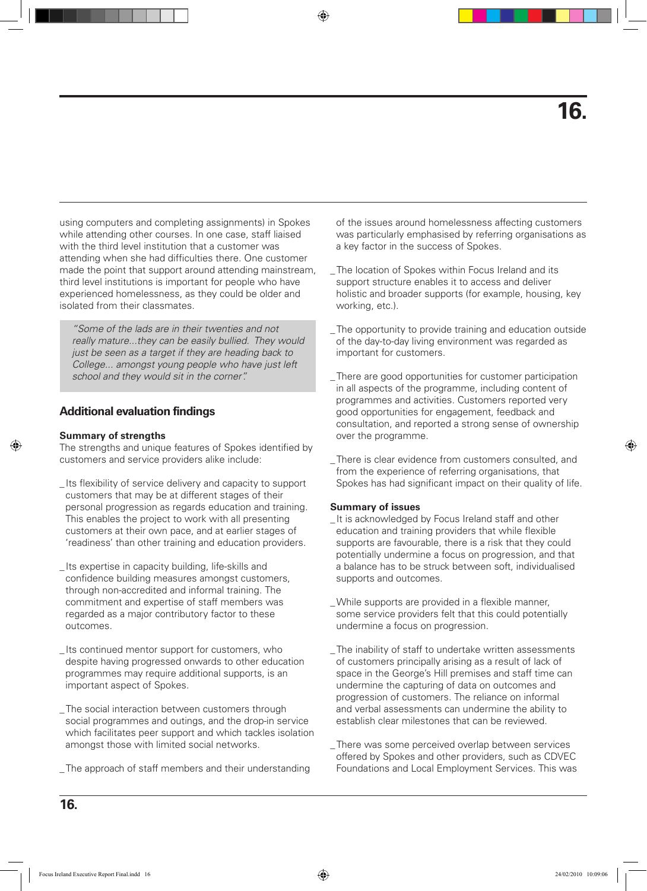using computers and completing assignments) in Spokes while attending other courses. In one case, staff liaised with the third level institution that a customer was attending when she had difficulties there. One customer made the point that support around attending mainstream, third level institutions is important for people who have experienced homelessness, as they could be older and isolated from their classmates.

> *"Some of the lads are in their twenties and not really mature...they can be easily bullied. They would just be seen as a target if they are heading back to College... amongst young people who have just left school and they would sit in the corner".*

## Additional evaluation findings

**Summary of strengths**

The strengths and unique features of Spokes identified by customers and service providers alike include:

- Its flexibility of service delivery and capacity to support customers that may be at different stages of their personal progression as regards education and training. This enables the project to work with all presenting customers at their own pace, and at earlier stages of 'readiness' than other training and education providers.
- Its expertise in capacity building, life-skills and confidence building measures amongst customers, through non-accredited and informal training. The commitment and expertise of staff members was regarded as a major contributory factor to these outcomes.
- Its continued mentor support for customers, who despite having progressed onwards to other education programmes may require additional supports, is an important aspect of Spokes.
- The social interaction between customers through social programmes and outings, and the drop-in service which facilitates peer support and which tackles isolation amongst those with limited social networks.
- The approach of staff members and their understanding of the issues around homelessness affecting customers was particularly emphasised by referring organisations as a key factor in the success of Spokes.
- The location of Spokes within Focus Ireland and its support structure enables it to access and deliver holistic and broader supports (for example, housing, key working, etc.).
- The opportunity to provide training and education outside of the day-to-day living environment was regarded as important for customers.
- There are good opportunities for customer participation in all aspects of the programme, including content of programmes and activities. Customers reported very good opportunities for engagement, feedback and consultation, and reported a strong sense of ownership over the programme.
- There is clear evidence from customers consulted, and from the experience of referring organisations, that Spokes has had significant impact on their quality of life.

**Summary of issues**

- It is acknowledged by Focus Ireland staff and other education and training providers that while flexible supports are favourable, there is a risk that they could potentially undermine a focus on progression, and that a balance has to be struck between soft, individualised supports and outcomes.
- While supports are provided in a flexible manner, some service providers felt that this could potentially undermine a focus on progression.
- The inability of staff to undertake written assessments of customers principally arising as a result of lack of space in the George's Hill premises and staff time can undermine the capturing of data on outcomes and progression of customers. The reliance on informal and verbal assessments can undermine the ability to establish clear milestones that can be reviewed.
- There was some perceived overlap between services offered by Spokes and other providers, such as CDVEC Foundations and Local Employment Services. This was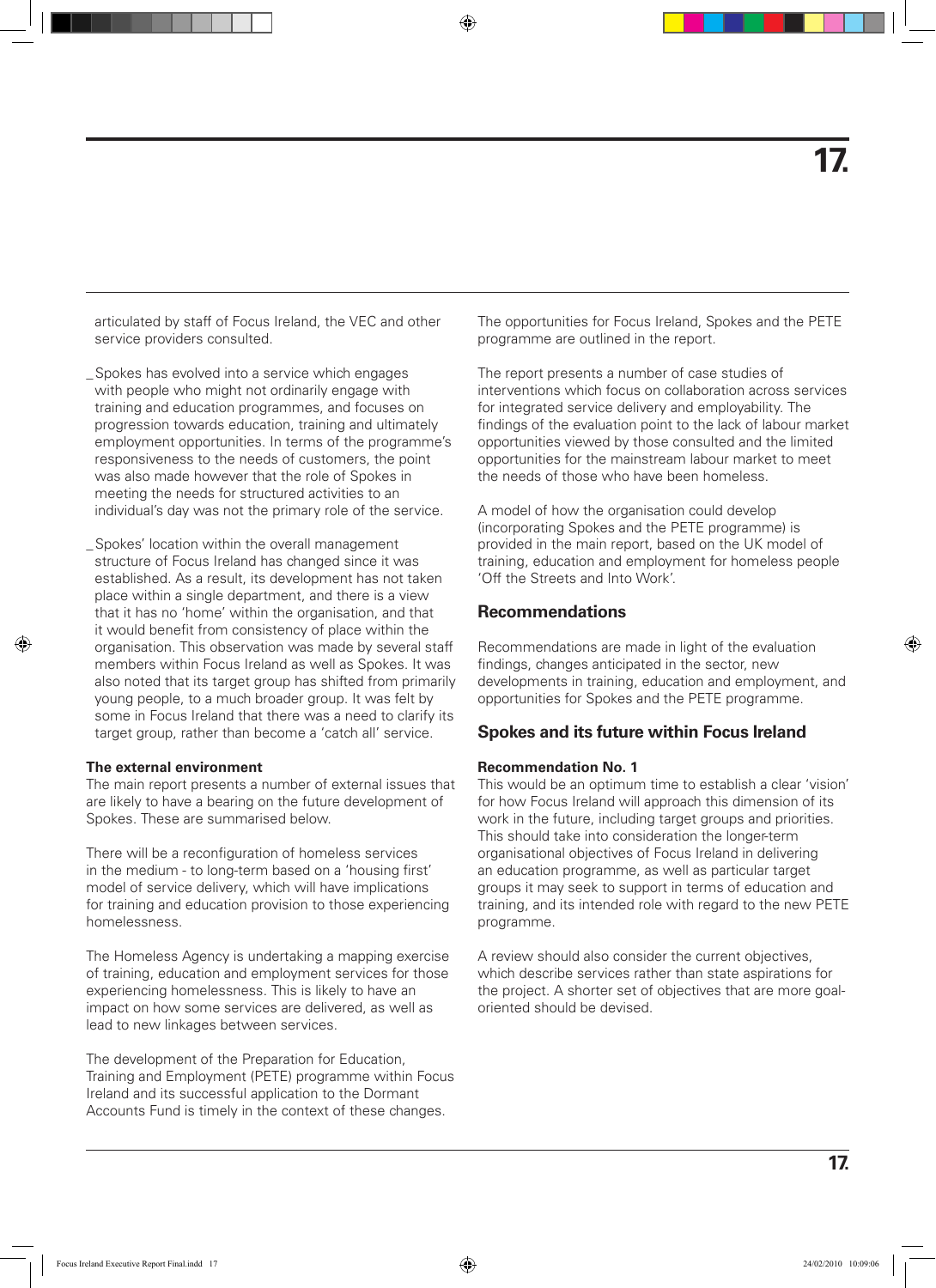articulated by staff of Focus Ireland, the VEC and other service providers consulted.

- Spokes has evolved into a service which engages with people who might not ordinarily engage with training and education programmes, and focuses on progression towards education, training and ultimately employment opportunities. In terms of the programme's responsiveness to the needs of customers, the point was also made however that the role of Spokes in meeting the needs for structured activities to an individual's day was not the primary role of the service.

- Spokes' location within the overall management structure of Focus Ireland has changed since it was established. As a result, its development has not taken place within a single department, and there is a view that it has no 'home' within the organisation, and that it would benefit from consistency of place within the organisation. This observation was made by several staff members within Focus Ireland as well as Spokes. It was also noted that its target group has shifted from primarily young people, to a much broader group. It was felt by some in Focus Ireland that there was a need to clarify its target group, rather than become a 'catch all' service.

**The external environment**

The main report presents a number of external issues that are likely to have a bearing on the future development of Spokes. These are summarised below.

There will be a reconfiguration of homeless services in the medium - to long-term based on a 'housing first' model of service delivery, which will have implications for training and education provision to those experiencing homelessness.

The Homeless Agency is undertaking a mapping exercise of training, education and employment services for those experiencing homelessness. This is likely to have an impact on how some services are delivered, as well as lead to new linkages between services.

The development of the Preparation for Education, Training and Employment (PETE) programme within Focus Ireland and its successful application to the Dormant Accounts Fund is timely in the context of these changes. The opportunities for Focus Ireland, Spokes and the PETE programme are outlined in the report.

The report presents a number of case studies of interventions which focus on collaboration across services for integrated service delivery and employability. The findings of the evaluation point to the lack of labour market opportunities viewed by those consulted and the limited opportunities for the mainstream labour market to meet the needs of those who have been homeless.

A model of how the organisation could develop (incorporating Spokes and the PETE programme) is provided in the main report, based on the UK model of training, education and employment for homeless people 'Off the Streets and Into Work'.

## Recommendations

Recommendations are made in light of the evaluation findings, changes anticipated in the sector, new developments in training, education and employment, and opportunities for Spokes and the PETE programme.

## Spokes and its future within Focus Ireland

**Recommendation No. 1**

This would be an optimum time to establish a clear 'vision' for how Focus Ireland will approach this dimension of its work in the future, including target groups and priorities. This should take into consideration the longer-term organisational objectives of Focus Ireland in delivering an education programme, as well as particular target groups it may seek to support in terms of education and training, and its intended role with regard to the new PETE programme.

A review should also consider the current objectives, which describe services rather than state aspirations for the project. A shorter set of objectives that are more goal-oriented should be devised.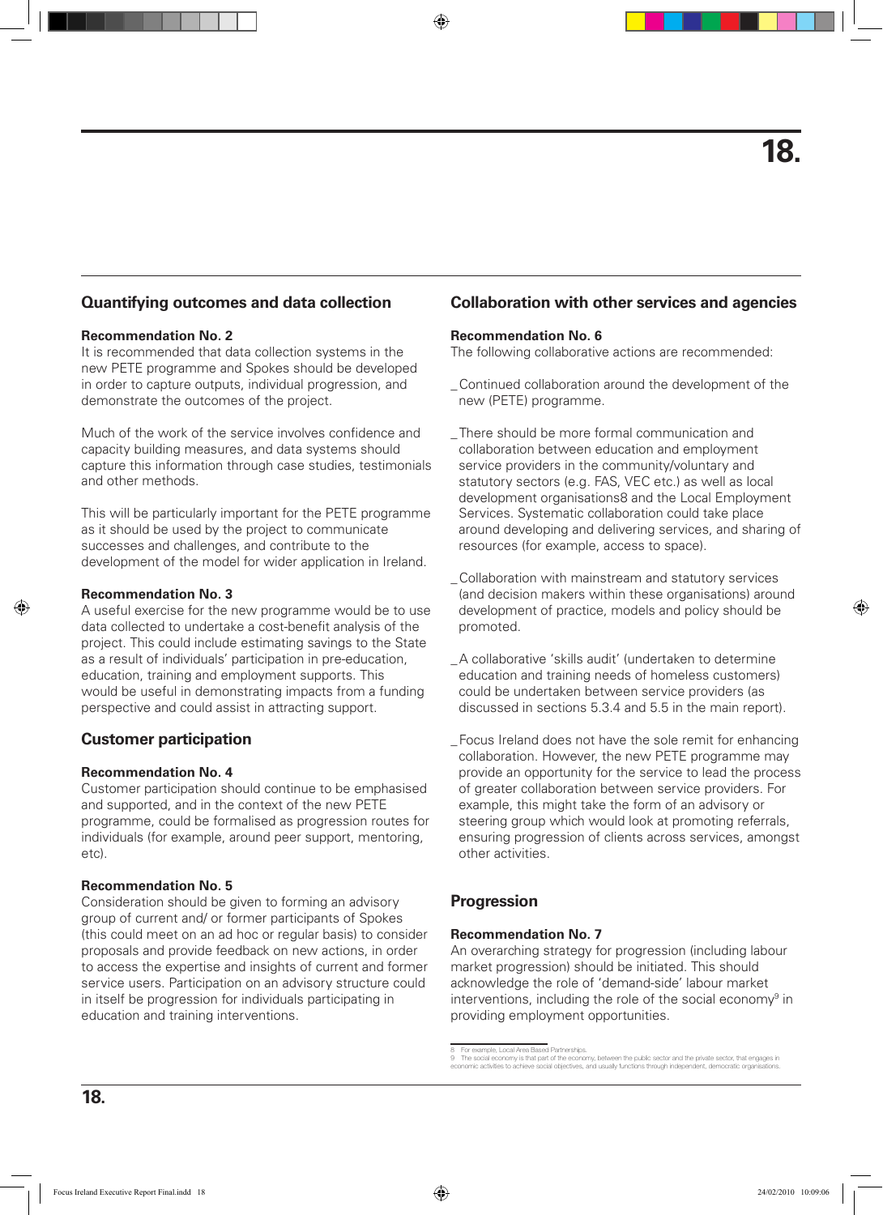## Quantifying outcomes and data collection

**Recommendation No. 2**
It is recommended that data collection systems in the new PETE programme and Spokes should be developed in order to capture outputs, individual progression, and demonstrate the outcomes of the project.

Much of the work of the service involves confidence and capacity building measures, and data systems should capture this information through case studies, testimonials and other methods.

This will be particularly important for the PETE programme as it should be used by the project to communicate successes and challenges, and contribute to the development of the model for wider application in Ireland.

**Recommendation No. 3**
A useful exercise for the new programme would be to use data collected to undertake a cost-benefit analysis of the project. This could include estimating savings to the State as a result of individuals' participation in pre-education, education, training and employment supports. This would be useful in demonstrating impacts from a funding perspective and could assist in attracting support.

## Customer participation

**Recommendation No. 4**
Customer participation should continue to be emphasised and supported, and in the context of the new PETE programme, could be formalised as progression routes for individuals (for example, around peer support, mentoring, etc).

**Recommendation No. 5**
Consideration should be given to forming an advisory group of current and/ or former participants of Spokes (this could meet on an ad hoc or regular basis) to consider proposals and provide feedback on new actions, in order to access the expertise and insights of current and former service users. Participation on an advisory structure could in itself be progression for individuals participating in education and training interventions.

## Collaboration with other services and agencies

**Recommendation No. 6**
The following collaborative actions are recommended:

- Continued collaboration around the development of the new (PETE) programme.
- There should be more formal communication and collaboration between education and employment service providers in the community/voluntary and statutory sectors (e.g. FAS, VEC etc.) as well as local development organisations[8] and the Local Employment Services. Systematic collaboration could take place around developing and delivering services, and sharing of resources (for example, access to space).
- Collaboration with mainstream and statutory services (and decision makers within these organisations) around development of practice, models and policy should be promoted.
- A collaborative 'skills audit' (undertaken to determine education and training needs of homeless customers) could be undertaken between service providers (as discussed in sections 5.3.4 and 5.5 in the main report).
- Focus Ireland does not have the sole remit for enhancing collaboration. However, the new PETE programme may provide an opportunity for the service to lead the process of greater collaboration between service providers. For example, this might take the form of an advisory or steering group which would look at promoting referrals, ensuring progression of clients across services, amongst other activities.

## Progression

**Recommendation No. 7**
An overarching strategy for progression (including labour market progression) should be initiated. This should acknowledge the role of 'demand-side' labour market interventions, including the role of the social economy[9] in providing employment opportunities.

---

8 For example, Local Area Based Partnerships.

9 The social economy is that part of the economy, between the public sector and the private sector, that engages in economic activities to achieve social objectives, and usually functions through independent, democratic organisations.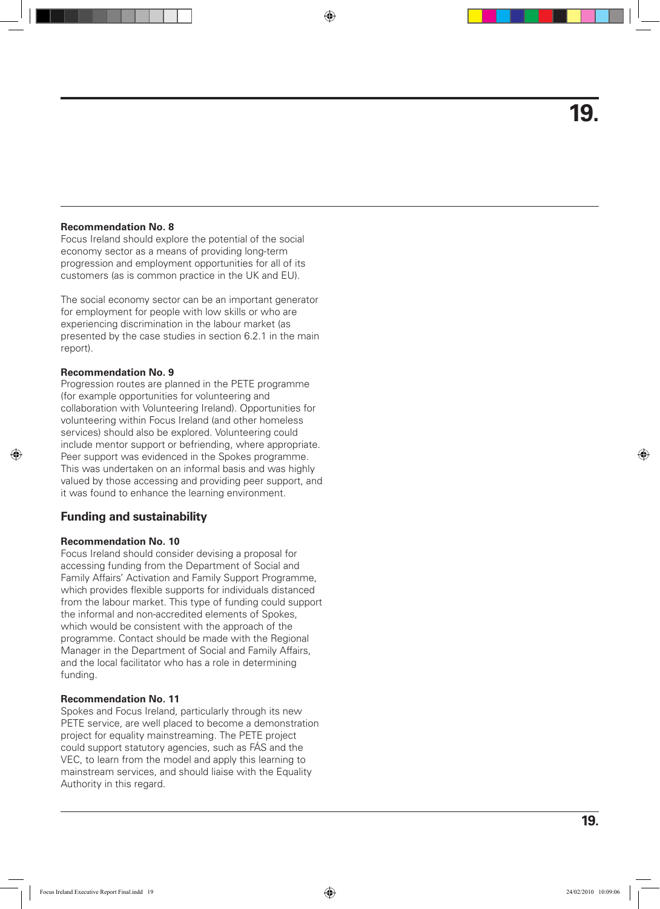**Recommendation No. 8**
Focus Ireland should explore the potential of the social economy sector as a means of providing long-term progression and employment opportunities for all of its customers (as is common practice in the UK and EU).

The social economy sector can be an important generator for employment for people with low skills or who are experiencing discrimination in the labour market (as presented by the case studies in section 6.2.1 in the main report).

**Recommendation No. 9**
Progression routes are planned in the PETE programme (for example opportunities for volunteering and collaboration with Volunteering Ireland). Opportunities for volunteering within Focus Ireland (and other homeless services) should also be explored. Volunteering could include mentor support or befriending, where appropriate. Peer support was evidenced in the Spokes programme. This was undertaken on an informal basis and was highly valued by those accessing and providing peer support, and it was found to enhance the learning environment.

## Funding and sustainability

**Recommendation No. 10**
Focus Ireland should consider devising a proposal for accessing funding from the Department of Social and Family Affairs' Activation and Family Support Programme, which provides flexible supports for individuals distanced from the labour market. This type of funding could support the informal and non-accredited elements of Spokes, which would be consistent with the approach of the programme. Contact should be made with the Regional Manager in the Department of Social and Family Affairs, and the local facilitator who has a role in determining funding.

**Recommendation No. 11**
Spokes and Focus Ireland, particularly through its new PETE service, are well placed to become a demonstration project for equality mainstreaming. The PETE project could support statutory agencies, such as FÁS and the VEC, to learn from the model and apply this learning to mainstream services, and should liaise with the Equality Authority in this regard.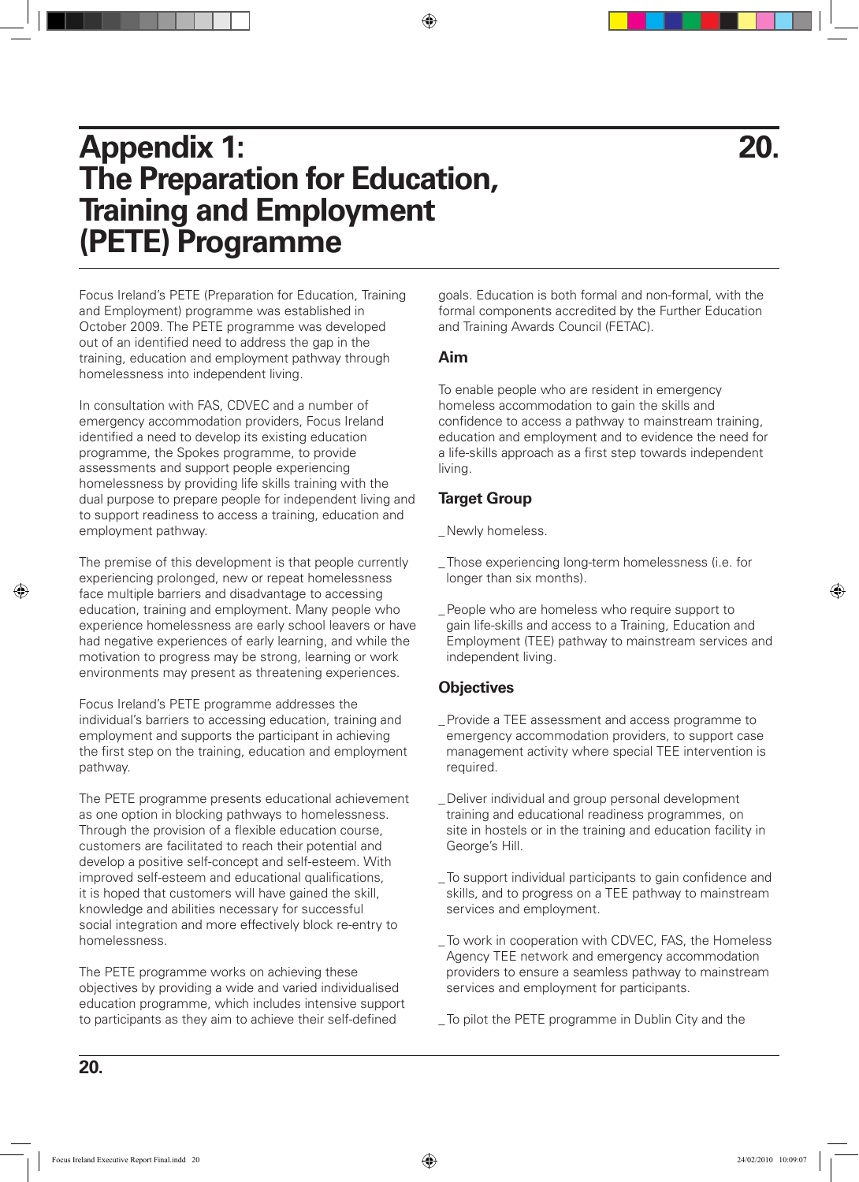# Appendix 1: The Preparation for Education, Training and Employment (PETE) Programme

Focus Ireland's PETE (Preparation for Education, Training and Employment) programme was established in October 2009. The PETE programme was developed out of an identified need to address the gap in the training, education and employment pathway through homelessness into independent living.

In consultation with FAS, CDVEC and a number of emergency accommodation providers, Focus Ireland identified a need to develop its existing education programme, the Spokes programme, to provide assessments and support people experiencing homelessness by providing life skills training with the dual purpose to prepare people for independent living and to support readiness to access a training, education and employment pathway.

The premise of this development is that people currently experiencing prolonged, new or repeat homelessness face multiple barriers and disadvantage to accessing education, training and employment. Many people who experience homelessness are early school leavers or have had negative experiences of early learning, and while the motivation to progress may be strong, learning or work environments may present as threatening experiences.

Focus Ireland's PETE programme addresses the individual's barriers to accessing education, training and employment and supports the participant in achieving the first step on the training, education and employment pathway.

The PETE programme presents educational achievement as one option in blocking pathways to homelessness. Through the provision of a flexible education course, customers are facilitated to reach their potential and develop a positive self-concept and self-esteem. With improved self-esteem and educational qualifications, it is hoped that customers will have gained the skill, knowledge and abilities necessary for successful social integration and more effectively block re-entry to homelessness.

The PETE programme works on achieving these objectives by providing a wide and varied individualised education programme, which includes intensive support to participants as they aim to achieve their self-defined goals. Education is both formal and non-formal, with the formal components accredited by the Further Education and Training Awards Council (FETAC).

### Aim

To enable people who are resident in emergency homeless accommodation to gain the skills and confidence to access a pathway to mainstream training, education and employment and to evidence the need for a life-skills approach as a first step towards independent living.

### Target Group

- Newly homeless.
- Those experiencing long-term homelessness (i.e. for longer than six months).
- People who are homeless who require support to gain life-skills and access to a Training, Education and Employment (TEE) pathway to mainstream services and independent living.

### Objectives

- Provide a TEE assessment and access programme to emergency accommodation providers, to support case management activity where special TEE intervention is required.
- Deliver individual and group personal development training and educational readiness programmes, on site in hostels or in the training and education facility in George's Hill.
- To support individual participants to gain confidence and skills, and to progress on a TEE pathway to mainstream services and employment.
- To work in cooperation with CDVEC, FAS, the Homeless Agency TEE network and emergency accommodation providers to ensure a seamless pathway to mainstream services and employment for participants.
- To pilot the PETE programme in Dublin City and the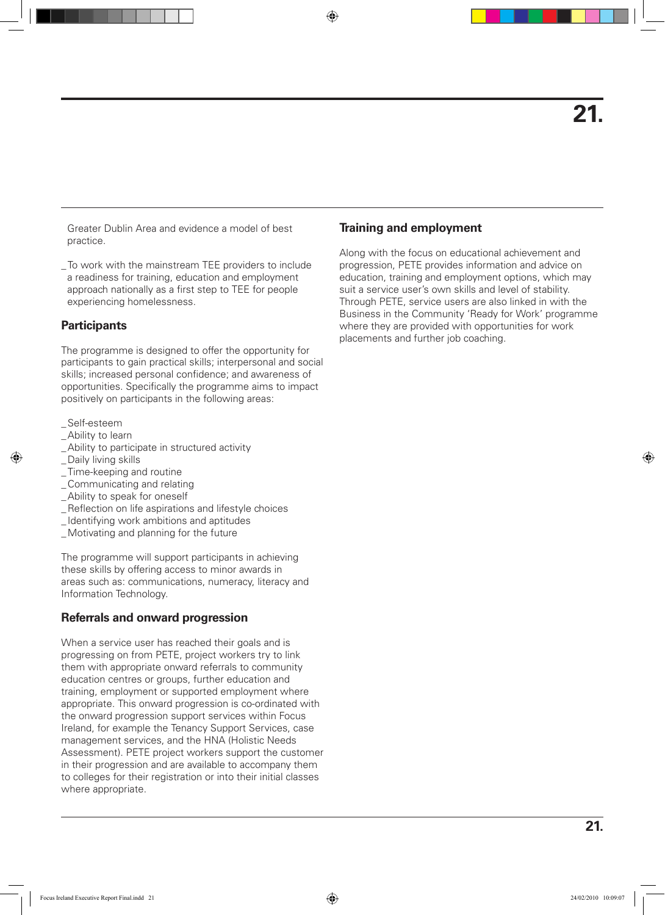Greater Dublin Area and evidence a model of best practice.

_To work with the mainstream TEE providers to include a readiness for training, education and employment approach nationally as a first step to TEE for people experiencing homelessness.

## Participants

The programme is designed to offer the opportunity for participants to gain practical skills; interpersonal and social skills; increased personal confidence; and awareness of opportunities. Specifically the programme aims to impact positively on participants in the following areas:

_Self-esteem  
_Ability to learn  
_Ability to participate in structured activity  
_Daily living skills  
_Time-keeping and routine  
_Communicating and relating  
_Ability to speak for oneself  
_Reflection on life aspirations and lifestyle choices  
_Identifying work ambitions and aptitudes  
_Motivating and planning for the future

The programme will support participants in achieving these skills by offering access to minor awards in areas such as: communications, numeracy, literacy and Information Technology.

## Referrals and onward progression

When a service user has reached their goals and is progressing on from PETE, project workers try to link them with appropriate onward referrals to community education centres or groups, further education and training, employment or supported employment where appropriate. This onward progression is co-ordinated with the onward progression support services within Focus Ireland, for example the Tenancy Support Services, case management services, and the HNA (Holistic Needs Assessment). PETE project workers support the customer in their progression and are available to accompany them to colleges for their registration or into their initial classes where appropriate.

## Training and employment

Along with the focus on educational achievement and progression, PETE provides information and advice on education, training and employment options, which may suit a service user's own skills and level of stability. Through PETE, service users are also linked in with the Business in the Community 'Ready for Work' programme where they are provided with opportunities for work placements and further job coaching.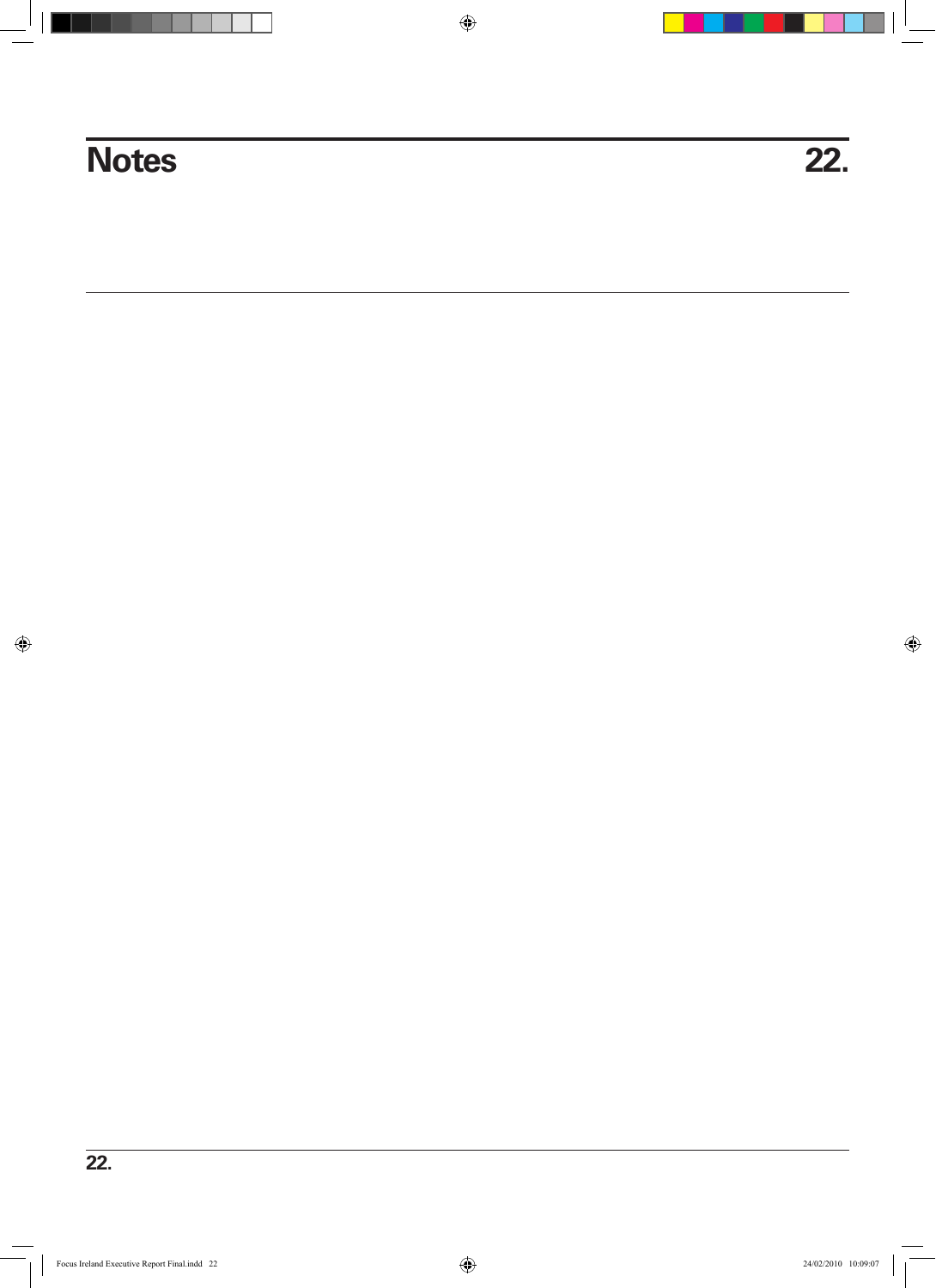# Notes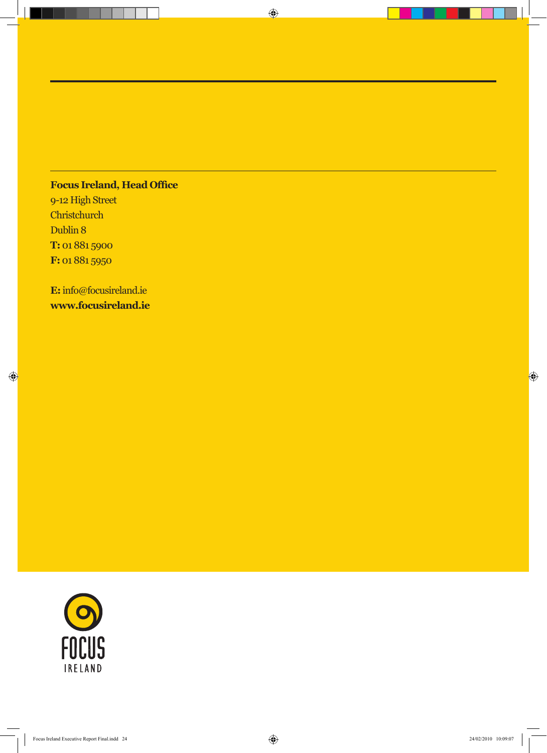**Focus Ireland, Head Office**
9-12 High Street
Christchurch
Dublin 8
**T:** 01 881 5900
**F:** 01 881 5950

**E:** info@focusireland.ie
**www.focusireland.ie**

FOCUS
IRELAND